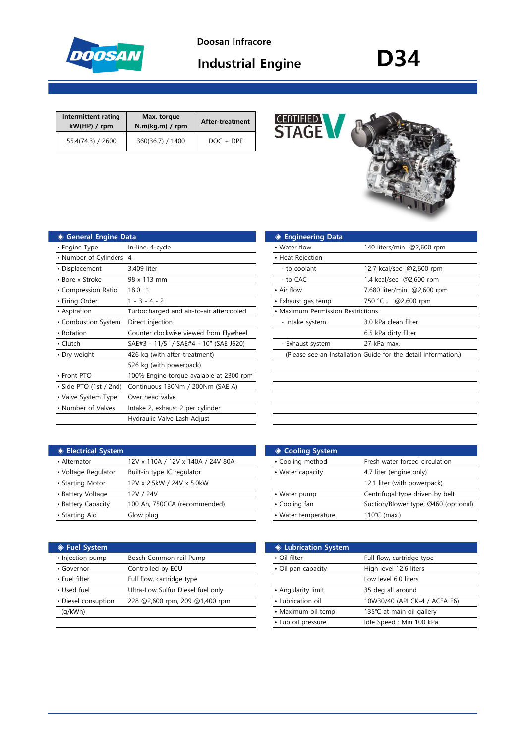Doosan Infracore

# Industrial Engine D34

| Intermittent rating kW(HP) / rpm | Max. torque N.m(kg.m) / rpm | After-treatment |
|---|---|---|
| 55.4(74.3) / 2600 | 360(36.7) / 1400 | DOC + DPF |

CERTIFIED STAGE V

## ◈ General Engine Data

| | |
|---|---|
| • Engine Type | In-line, 4-cycle |
| • Number of Cylinders | 4 |
| • Displacement | 3.409 liter |
| • Bore x Stroke | 98 x 113 mm |
| • Compression Ratio | 18.0 : 1 |
| • Firing Order | 1 - 3 - 4 - 2 |
| • Aspiration | Turbocharged and air-to-air aftercooled |
| • Combustion System | Direct injection |
| • Rotation | Counter clockwise viewed from Flywheel |
| • Clutch | SAE#3 - 11/5" / SAE#4 - 10" (SAE J620) |
| • Dry weight | 426 kg (with after-treatment) |
| | 526 kg (with powerpack) |
| • Front PTO | 100% Engine torque avaiable at 2300 rpm |
| • Side PTO (1st / 2nd) | Continuous 130Nm / 200Nm (SAE A) |
| • Valve System Type | Over head valve |
| • Number of Valves | Intake 2, exhaust 2 per cylinder |
| | Hydraulic Valve Lash Adjust |

## ◈ Engineering Data

| | |
|---|---|
| • Water flow | 140 liters/min @2,600 rpm |
| • Heat Rejection | |
| - to coolant | 12.7 kcal/sec @2,600 rpm |
| - to CAC | 1.4 kcal/sec @2,600 rpm |
| • Air flow | 7,680 liter/min @2,600 rpm |
| • Exhaust gas temp | 750 °C↓ @2,600 rpm |
| • Maximum Permission Restrictions | |
| - Intake system | 3.0 kPa clean filter |
| | 6.5 kPa dirty filter |
| - Exhaust system | 27 kPa max. |
| (Please see an Installation Guide for the detail information.) | |

## ◈ Electrical System

| | |
|---|---|
| • Alternator | 12V x 110A / 12V x 140A / 24V 80A |
| • Voltage Regulator | Built-in type IC regulator |
| • Starting Motor | 12V x 2.5kW / 24V x 5.0kW |
| • Battery Voltage | 12V / 24V |
| • Battery Capacity | 100 Ah, 750CCA (recommended) |
| • Starting Aid | Glow plug |

## ◈ Cooling System

| | |
|---|---|
| • Cooling method | Fresh water forced circulation |
| • Water capacity | 4.7 liter (engine only) |
| | 12.1 liter (with powerpack) |
| • Water pump | Centrifugal type driven by belt |
| • Cooling fan | Suction/Blower type, Ø460 (optional) |
| • Water temperature | 110℃ (max.) |

## ◈ Fuel System

| | |
|---|---|
| • Injection pump | Bosch Common-rail Pump |
| • Governor | Controlled by ECU |
| • Fuel filter | Full flow, cartridge type |
| • Used fuel | Ultra-Low Sulfur Diesel fuel only |
| • Diesel consuption (g/kWh) | 228 @2,600 rpm, 209 @1,400 rpm |

## ◈ Lubrication System

| | |
|---|---|
| • Oil filter | Full flow, cartridge type |
| • Oil pan capacity | High level 12.6 liters |
| | Low level 6.0 liters |
| • Angularity limit | 35 deg all around |
| • Lubrication oil | 10W30/40 (API CK-4 / ACEA E6) |
| • Maximum oil temp | 135℃ at main oil gallery |
| • Lub oil pressure | Idle Speed : Min 100 kPa |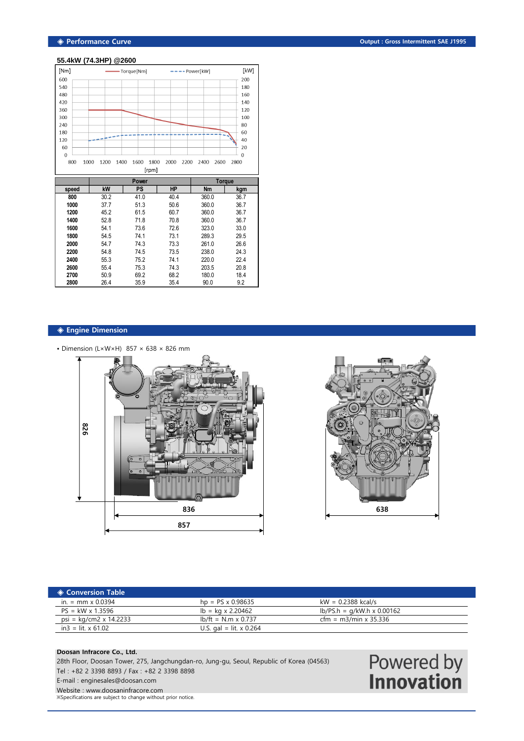## ◈ Performance Curve

Output : Gross Intermittent SAE J1995

**55.4kW (74.3HP) @2600**

[Nm]
Torque[Nm]
Power[kW]
[kW]
600 540 480 420 360 300 240 180 120 60 0
200 180 160 140 120 100 80 60 40 20 0
800 1000 1200 1400 1600 1800 2000 2200 2400 2600 2800
[rpm]

| | Power | | | Torque | |
|---|---|---|---|---|---|
| **speed** | **kW** | **PS** | **HP** | **Nm** | **kgm** |
| **800** | 30.2 | 41.0 | 40.4 | 360.0 | 36.7 |
| **1000** | 37.7 | 51.3 | 50.6 | 360.0 | 36.7 |
| **1200** | 45.2 | 61.5 | 60.7 | 360.0 | 36.7 |
| **1400** | 52.8 | 71.8 | 70.8 | 360.0 | 36.7 |
| **1600** | 54.1 | 73.6 | 72.6 | 323.0 | 33.0 |
| **1800** | 54.5 | 74.1 | 73.1 | 289.3 | 29.5 |
| **2000** | 54.7 | 74.3 | 73.3 | 261.0 | 26.6 |
| **2200** | 54.8 | 74.5 | 73.5 | 238.0 | 24.3 |
| **2400** | 55.3 | 75.2 | 74.1 | 220.0 | 22.4 |
| **2600** | 55.4 | 75.3 | 74.3 | 203.5 | 20.8 |
| **2700** | 50.9 | 69.2 | 68.2 | 180.0 | 18.4 |
| **2800** | 26.4 | 35.9 | 35.4 | 90.0 | 9.2 |

## ◈ Engine Dimension

- Dimension (L×W×H) 857 × 638 × 826 mm

826
836
857
638

## ◈ Conversion Table

| | | |
|---|---|---|
| in. = mm x 0.0394 | hp = PS x 0.98635 | kW = 0.2388 kcal/s |
| PS = kW x 1.3596 | lb = kg x 2.20462 | lb/PS.h = g/kW.h x 0.00162 |
| psi = kg/cm2 x 14.2233 | lb/ft = N.m x 0.737 | cfm = m3/min x 35.336 |
| in3 = lit. x 61.02 | U.S. gal = lit. x 0.264 | |

**Doosan Infracore Co., Ltd.**
28th Floor, Doosan Tower, 275, Jangchungdan-ro, Jung-gu, Seoul, Republic of Korea (04563)
Tel : +82 2 3398 8893 / Fax : +82 2 3398 8898
E-mail : enginesales@doosan.com
Website : www.doosaninfracore.com
※Specifications are subject to change without prior notice.

Powered by **Innovation**